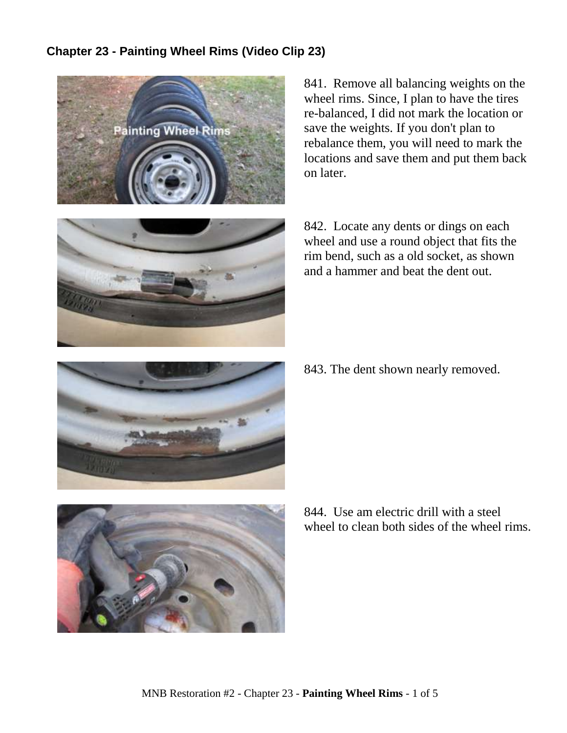## Chapter 23 - Painting Wheel Rims (Video Clip 23)

841. Remove all balancing weights on the wheel rims. Since, I plan to have the tires re-balanced, I did not mark the location or save the weights. If you don't plan to rebalance them, you will need to mark the locations and save them and put them back on later.

842. Locate any dents or dings on each wheel and use a round object that fits the rim bend, such as a old socket, as shown and a hammer and beat the dent out.

843. The dent shown nearly removed.

844. Use am electric drill with a steel wheel to clean both sides of the wheel rims.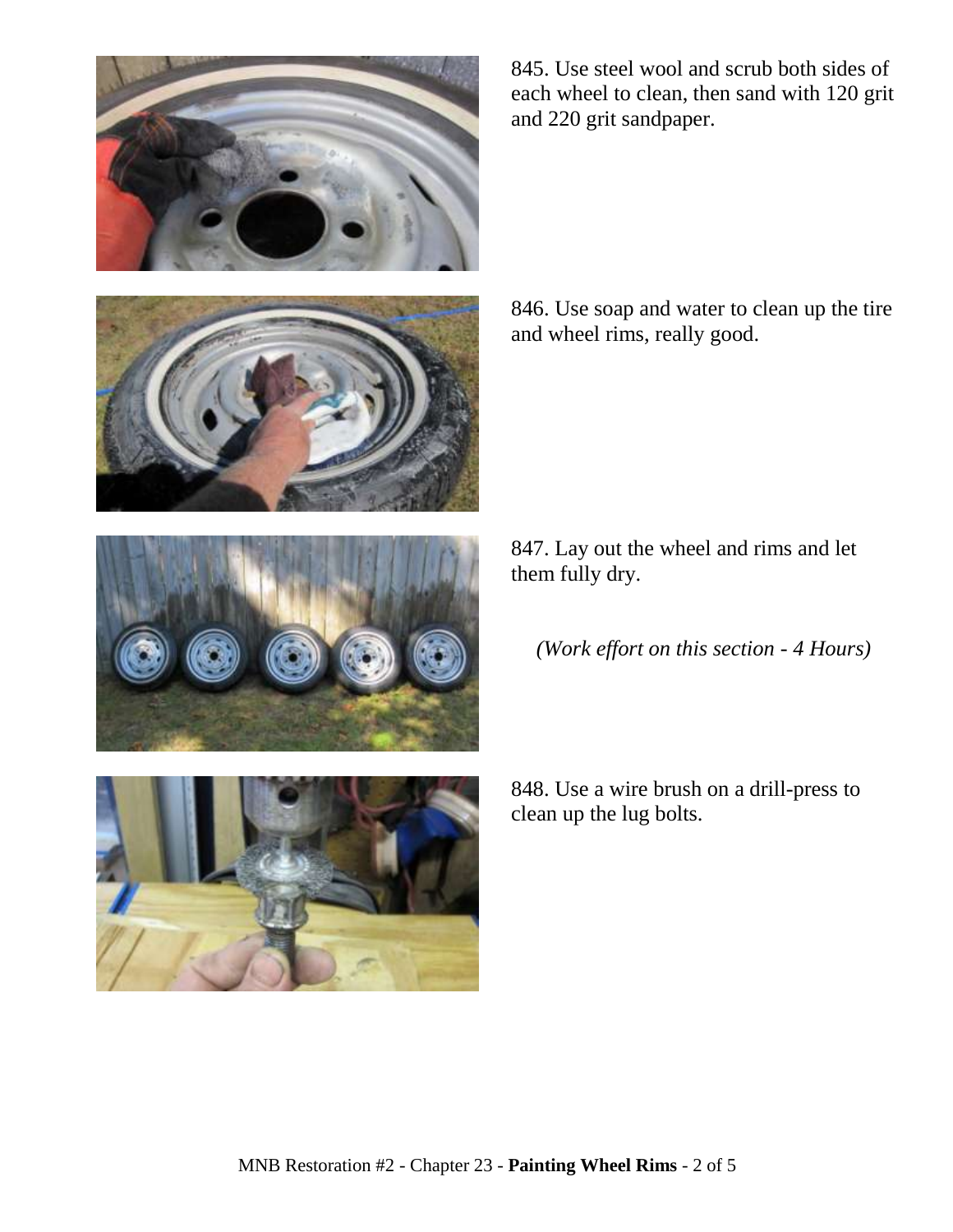845. Use steel wool and scrub both sides of each wheel to clean, then sand with 120 grit and 220 grit sandpaper.

846. Use soap and water to clean up the tire and wheel rims, really good.

847. Lay out the wheel and rims and let them fully dry.

*(Work effort on this section - 4 Hours)*

848. Use a wire brush on a drill-press to clean up the lug bolts.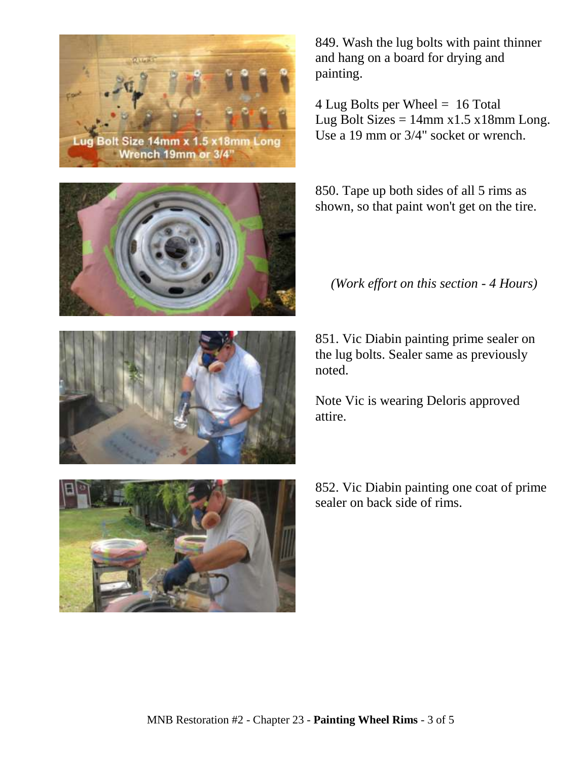849. Wash the lug bolts with paint thinner and hang on a board for drying and painting.

4 Lug Bolts per Wheel = 16 Total
Lug Bolt Sizes = 14mm x1.5 x18mm Long.
Use a 19 mm or 3/4" socket or wrench.

850. Tape up both sides of all 5 rims as shown, so that paint won't get on the tire.

*(Work effort on this section - 4 Hours)*

851. Vic Diabin painting prime sealer on the lug bolts. Sealer same as previously noted.

Note Vic is wearing Deloris approved attire.

852. Vic Diabin painting one coat of prime sealer on back side of rims.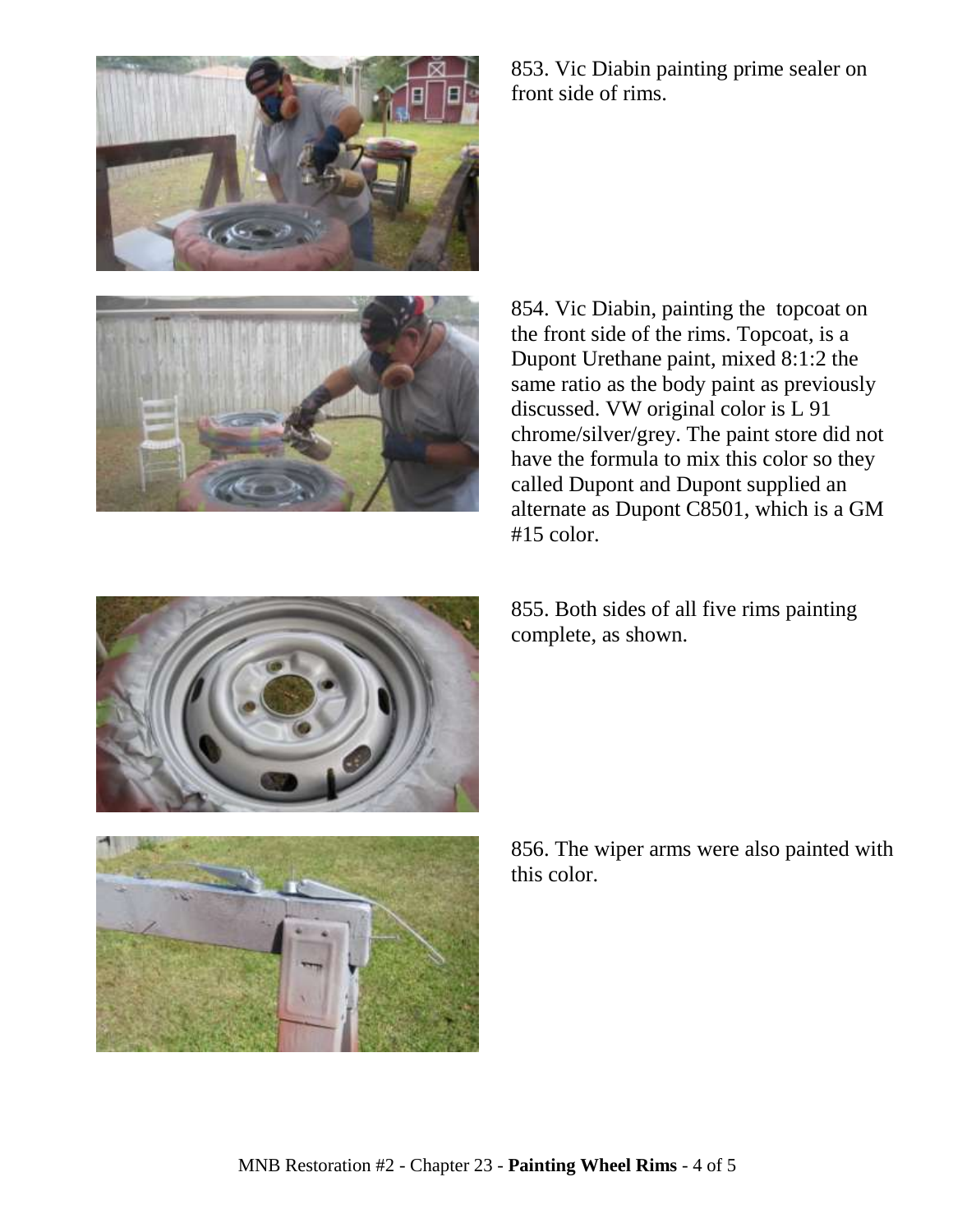853. Vic Diabin painting prime sealer on front side of rims.

854. Vic Diabin, painting the topcoat on the front side of the rims. Topcoat, is a Dupont Urethane paint, mixed 8:1:2 the same ratio as the body paint as previously discussed. VW original color is L 91 chrome/silver/grey. The paint store did not have the formula to mix this color so they called Dupont and Dupont supplied an alternate as Dupont C8501, which is a GM #15 color.

855. Both sides of all five rims painting complete, as shown.

856. The wiper arms were also painted with this color.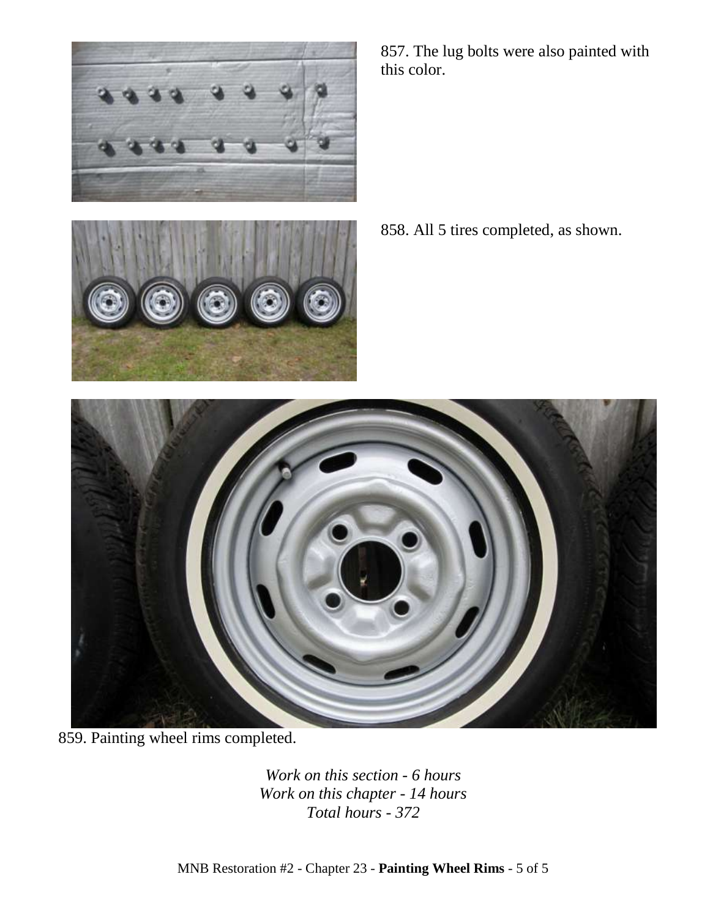857. The lug bolts were also painted with this color.

858. All 5 tires completed, as shown.

859. Painting wheel rims completed.

*Work on this section - 6 hours*
*Work on this chapter - 14 hours*
*Total hours - 372*